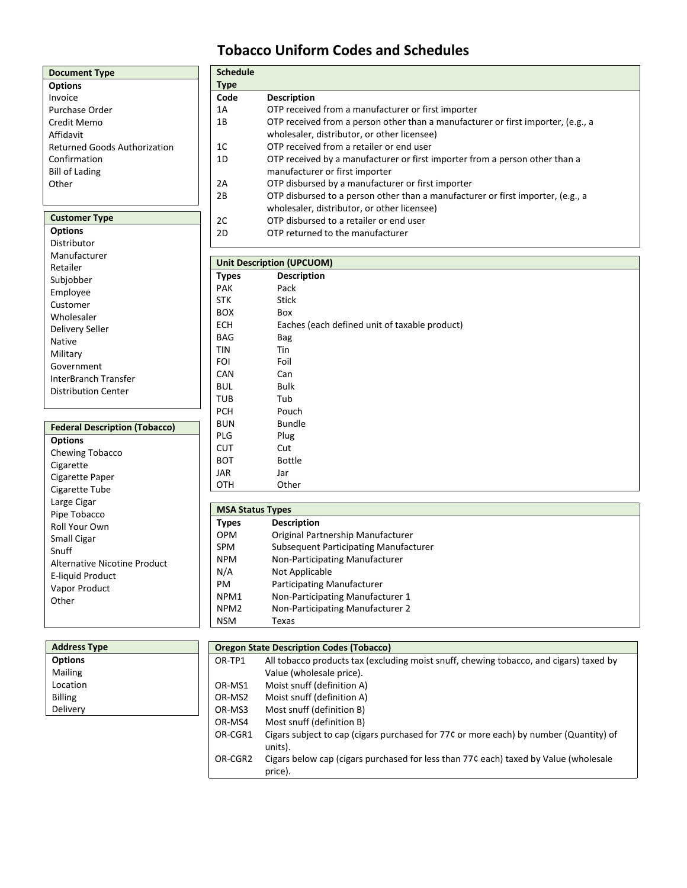# Tobacco Uniform Codes and Schedules

| Document Type |
| --- |
| **Options** |
| Invoice |
| Purchase Order |
| Credit Memo |
| Affidavit |
| Returned Goods Authorization |
| Confirmation |
| Bill of Lading |
| Other |

| Customer Type |
| --- |
| **Options** |
| Distributor |
| Manufacturer |
| Retailer |
| Subjobber |
| Employee |
| Customer |
| Wholesaler |
| Delivery Seller |
| Native |
| Military |
| Government |
| InterBranch Transfer |
| Distribution Center |

| Federal Description (Tobacco) |
| --- |
| **Options** |
| Chewing Tobacco |
| Cigarette |
| Cigarette Paper |
| Cigarette Tube |
| Large Cigar |
| Pipe Tobacco |
| Roll Your Own |
| Small Cigar |
| Snuff |
| Alternative Nicotine Product |
| E-liquid Product |
| Vapor Product |
| Other |

| Address Type |
| --- |
| **Options** |
| Mailing |
| Location |
| Billing |
| Delivery |

**Schedule Type**

| Code | Description |
| --- | --- |
| 1A | OTP received from a manufacturer or first importer |
| 1B | OTP received from a person other than a manufacturer or first importer, (e.g., a wholesaler, distributor, or other licensee) |
| 1C | OTP received from a retailer or end user |
| 1D | OTP received by a manufacturer or first importer from a person other than a manufacturer or first importer |
| 2A | OTP disbursed by a manufacturer or first importer |
| 2B | OTP disbursed to a person other than a manufacturer or first importer, (e.g., a wholesaler, distributor, or other licensee) |
| 2C | OTP disbursed to a retailer or end user |
| 2D | OTP returned to the manufacturer |

**Unit Description (UPCUOM)**

| Types | Description |
| --- | --- |
| PAK | Pack |
| STK | Stick |
| BOX | Box |
| ECH | Eaches (each defined unit of taxable product) |
| BAG | Bag |
| TIN | Tin |
| FOI | Foil |
| CAN | Can |
| BUL | Bulk |
| TUB | Tub |
| PCH | Pouch |
| BUN | Bundle |
| PLG | Plug |
| CUT | Cut |
| BOT | Bottle |
| JAR | Jar |
| OTH | Other |

**MSA Status Types**

| Types | Description |
| --- | --- |
| OPM | Original Partnership Manufacturer |
| SPM | Subsequent Participating Manufacturer |
| NPM | Non-Participating Manufacturer |
| N/A | Not Applicable |
| PM | Participating Manufacturer |
| NPM1 | Non-Participating Manufacturer 1 |
| NPM2 | Non-Participating Manufacturer 2 |
| NSM | Texas |

**Oregon State Description Codes (Tobacco)**

| Code | Description |
| --- | --- |
| OR-TP1 | All tobacco products tax (excluding moist snuff, chewing tobacco, and cigars) taxed by Value (wholesale price). |
| OR-MS1 | Moist snuff (definition A) |
| OR-MS2 | Moist snuff (definition A) |
| OR-MS3 | Most snuff (definition B) |
| OR-MS4 | Most snuff (definition B) |
| OR-CGR1 | Cigars subject to cap (cigars purchased for 77¢ or more each) by number (Quantity) of units). |
| OR-CGR2 | Cigars below cap (cigars purchased for less than 77¢ each) taxed by Value (wholesale price). |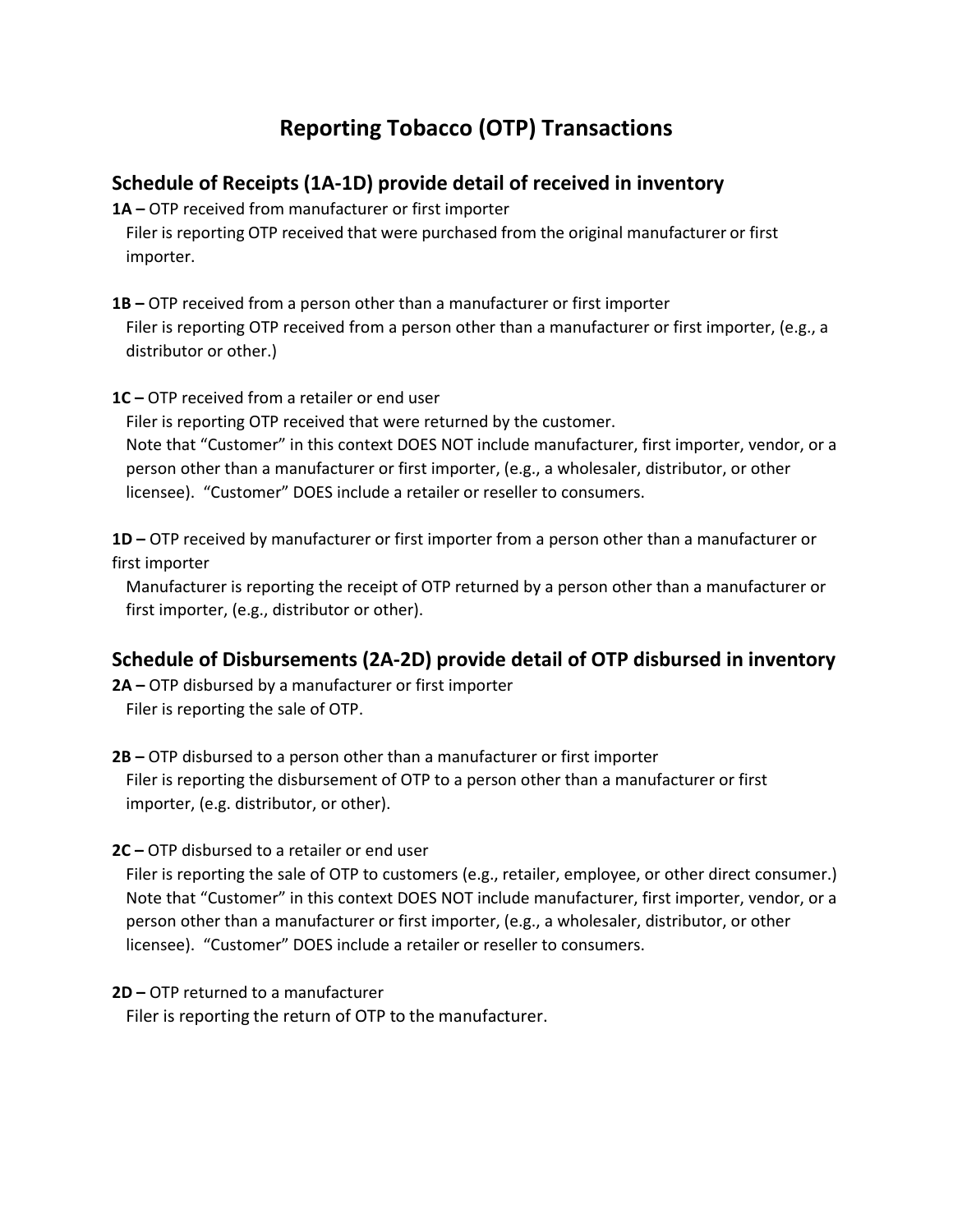# Reporting Tobacco (OTP) Transactions

## Schedule of Receipts (1A-1D) provide detail of received in inventory

**1A –** OTP received from manufacturer or first importer
Filer is reporting OTP received that were purchased from the original manufacturer or first importer.

**1B –** OTP received from a person other than a manufacturer or first importer
Filer is reporting OTP received from a person other than a manufacturer or first importer, (e.g., a distributor or other.)

**1C –** OTP received from a retailer or end user
Filer is reporting OTP received that were returned by the customer.
Note that "Customer" in this context DOES NOT include manufacturer, first importer, vendor, or a person other than a manufacturer or first importer, (e.g., a wholesaler, distributor, or other licensee). "Customer" DOES include a retailer or reseller to consumers.

**1D –** OTP received by manufacturer or first importer from a person other than a manufacturer or first importer
Manufacturer is reporting the receipt of OTP returned by a person other than a manufacturer or first importer, (e.g., distributor or other).

## Schedule of Disbursements (2A-2D) provide detail of OTP disbursed in inventory

**2A –** OTP disbursed by a manufacturer or first importer
Filer is reporting the sale of OTP.

**2B –** OTP disbursed to a person other than a manufacturer or first importer
Filer is reporting the disbursement of OTP to a person other than a manufacturer or first importer, (e.g. distributor, or other).

**2C –** OTP disbursed to a retailer or end user
Filer is reporting the sale of OTP to customers (e.g., retailer, employee, or other direct consumer.)
Note that "Customer" in this context DOES NOT include manufacturer, first importer, vendor, or a person other than a manufacturer or first importer, (e.g., a wholesaler, distributor, or other licensee). "Customer" DOES include a retailer or reseller to consumers.

**2D –** OTP returned to a manufacturer
Filer is reporting the return of OTP to the manufacturer.